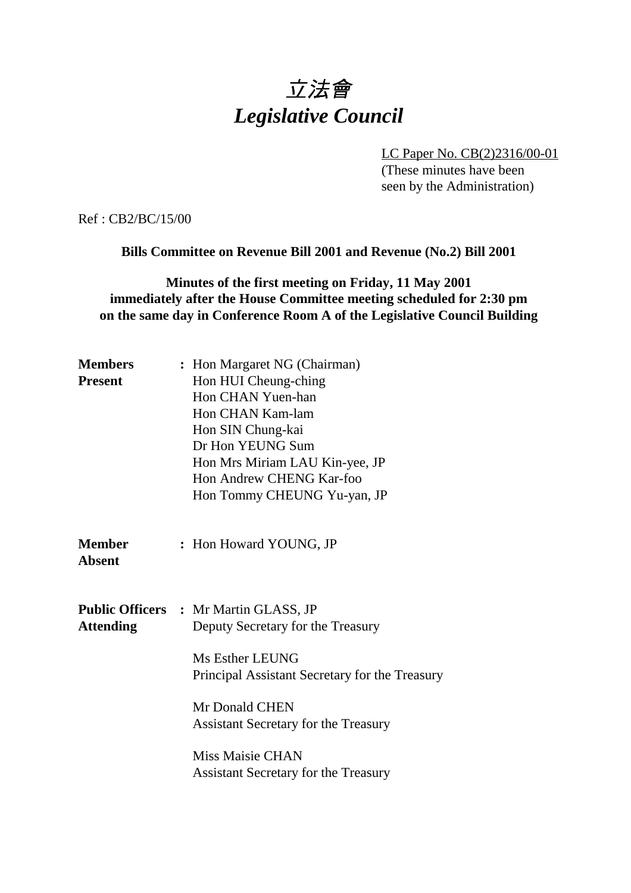# *立法會*
# *Legislative Council*

LC Paper No. CB(2)2316/00-01
(These minutes have been seen by the Administration)

Ref : CB2/BC/15/00

**Bills Committee on Revenue Bill 2001 and Revenue (No.2) Bill 2001**

**Minutes of the first meeting on Friday, 11 May 2001 immediately after the House Committee meeting scheduled for 2:30 pm on the same day in Conference Room A of the Legislative Council Building**

**Members Present** : Hon Margaret NG (Chairman)
Hon HUI Cheung-ching
Hon CHAN Yuen-han
Hon CHAN Kam-lam
Hon SIN Chung-kai
Dr Hon YEUNG Sum
Hon Mrs Miriam LAU Kin-yee, JP
Hon Andrew CHENG Kar-foo
Hon Tommy CHEUNG Yu-yan, JP

**Member Absent** : Hon Howard YOUNG, JP

**Public Officers Attending** : Mr Martin GLASS, JP
Deputy Secretary for the Treasury

Ms Esther LEUNG
Principal Assistant Secretary for the Treasury

Mr Donald CHEN
Assistant Secretary for the Treasury

Miss Maisie CHAN
Assistant Secretary for the Treasury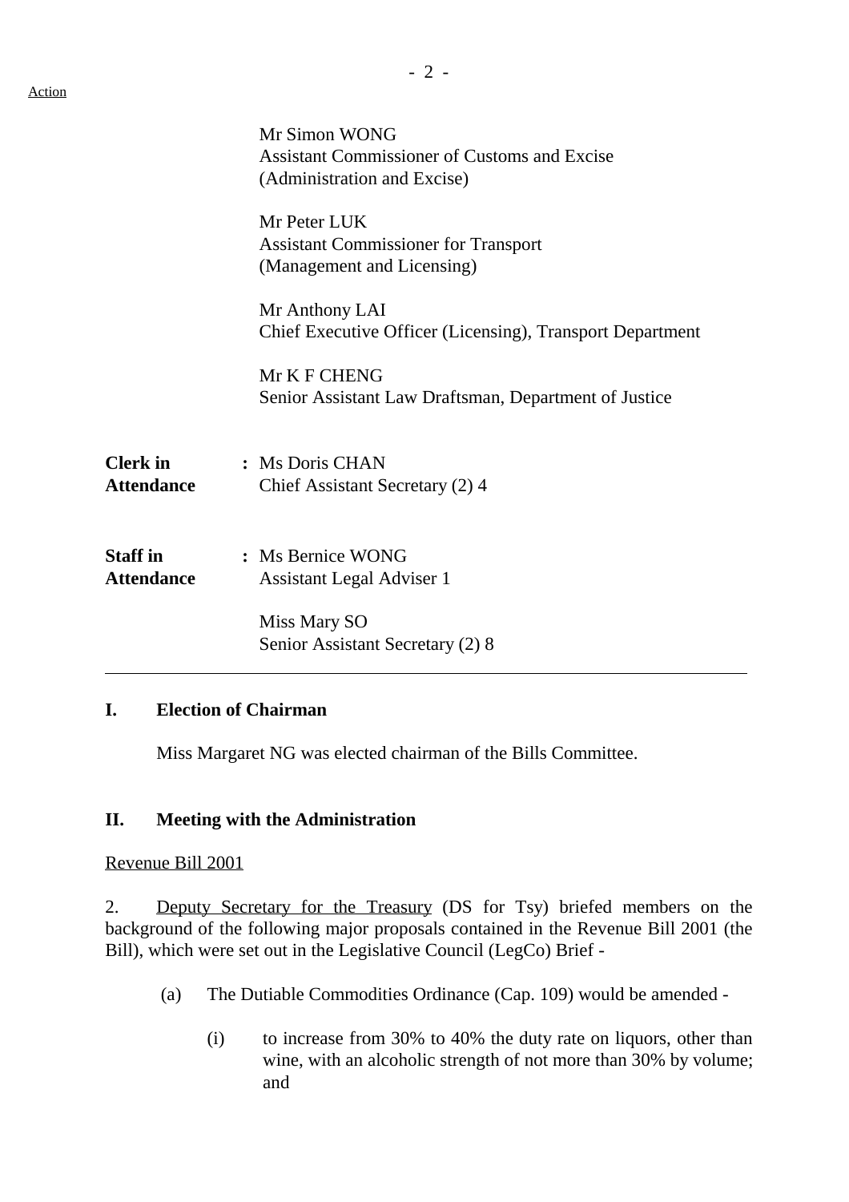Action

Mr Simon WONG
Assistant Commissioner of Customs and Excise
(Administration and Excise)

Mr Peter LUK
Assistant Commissioner for Transport
(Management and Licensing)

Mr Anthony LAI
Chief Executive Officer (Licensing), Transport Department

Mr K F CHENG
Senior Assistant Law Draftsman, Department of Justice

**Clerk in Attendance** : Ms Doris CHAN
Chief Assistant Secretary (2) 4

**Staff in Attendance** : Ms Bernice WONG
Assistant Legal Adviser 1

Miss Mary SO
Senior Assistant Secretary (2) 8

---

## I. Election of Chairman

Miss Margaret NG was elected chairman of the Bills Committee.

## II. Meeting with the Administration

Revenue Bill 2001

2. Deputy Secretary for the Treasury (DS for Tsy) briefed members on the background of the following major proposals contained in the Revenue Bill 2001 (the Bill), which were set out in the Legislative Council (LegCo) Brief -

(a) The Dutiable Commodities Ordinance (Cap. 109) would be amended -

(i) to increase from 30% to 40% the duty rate on liquors, other than wine, with an alcoholic strength of not more than 30% by volume; and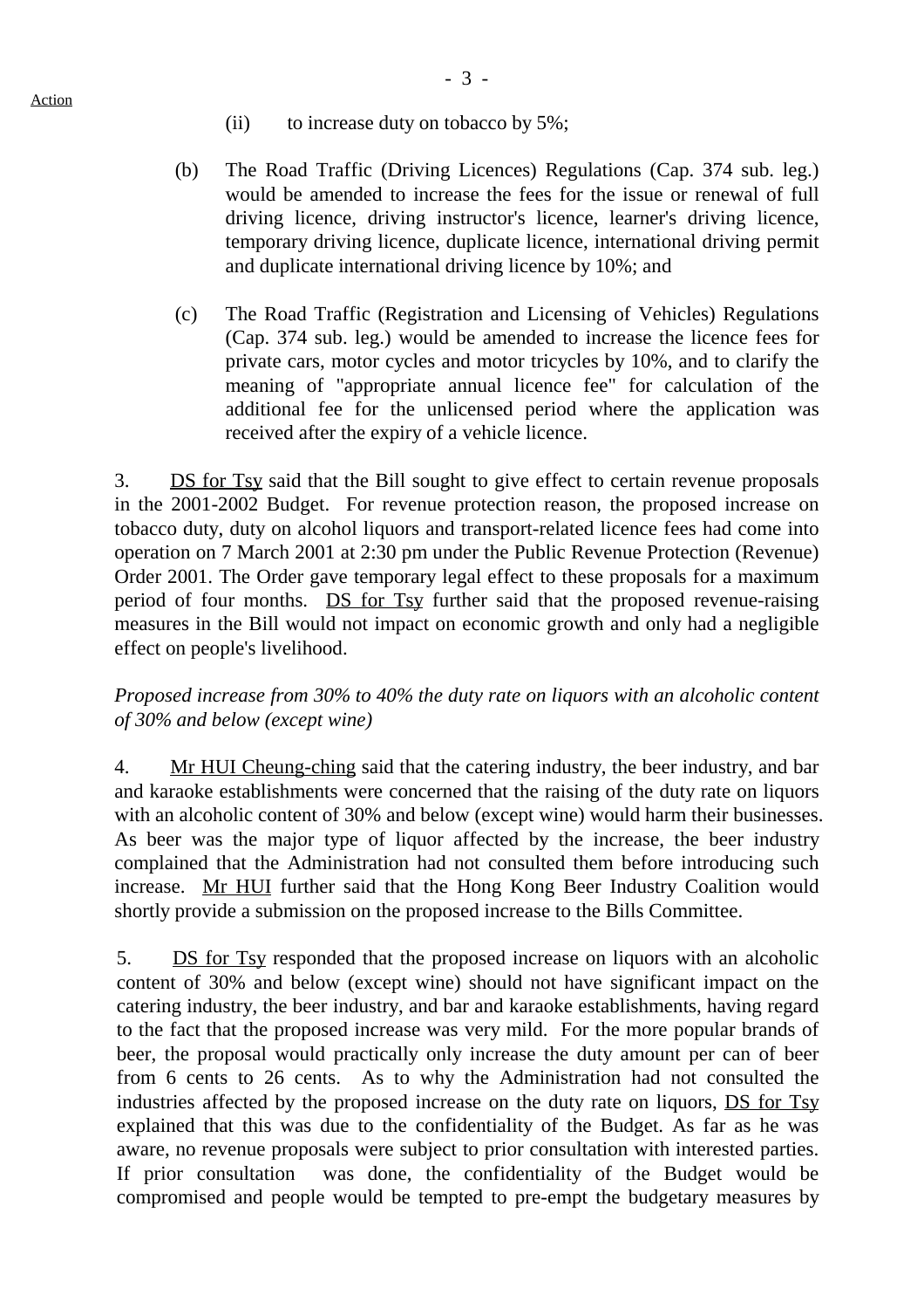Action

(ii) to increase duty on tobacco by 5%;

(b) The Road Traffic (Driving Licences) Regulations (Cap. 374 sub. leg.) would be amended to increase the fees for the issue or renewal of full driving licence, driving instructor's licence, learner's driving licence, temporary driving licence, duplicate licence, international driving permit and duplicate international driving licence by 10%; and

(c) The Road Traffic (Registration and Licensing of Vehicles) Regulations (Cap. 374 sub. leg.) would be amended to increase the licence fees for private cars, motor cycles and motor tricycles by 10%, and to clarify the meaning of "appropriate annual licence fee" for calculation of the additional fee for the unlicensed period where the application was received after the expiry of a vehicle licence.

3. DS for Tsy said that the Bill sought to give effect to certain revenue proposals in the 2001-2002 Budget. For revenue protection reason, the proposed increase on tobacco duty, duty on alcohol liquors and transport-related licence fees had come into operation on 7 March 2001 at 2:30 pm under the Public Revenue Protection (Revenue) Order 2001. The Order gave temporary legal effect to these proposals for a maximum period of four months. DS for Tsy further said that the proposed revenue-raising measures in the Bill would not impact on economic growth and only had a negligible effect on people's livelihood.

*Proposed increase from 30% to 40% the duty rate on liquors with an alcoholic content of 30% and below (except wine)*

4. Mr HUI Cheung-ching said that the catering industry, the beer industry, and bar and karaoke establishments were concerned that the raising of the duty rate on liquors with an alcoholic content of 30% and below (except wine) would harm their businesses. As beer was the major type of liquor affected by the increase, the beer industry complained that the Administration had not consulted them before introducing such increase. Mr HUI further said that the Hong Kong Beer Industry Coalition would shortly provide a submission on the proposed increase to the Bills Committee.

5. DS for Tsy responded that the proposed increase on liquors with an alcoholic content of 30% and below (except wine) should not have significant impact on the catering industry, the beer industry, and bar and karaoke establishments, having regard to the fact that the proposed increase was very mild. For the more popular brands of beer, the proposal would practically only increase the duty amount per can of beer from 6 cents to 26 cents. As to why the Administration had not consulted the industries affected by the proposed increase on the duty rate on liquors, DS for Tsy explained that this was due to the confidentiality of the Budget. As far as he was aware, no revenue proposals were subject to prior consultation with interested parties. If prior consultation was done, the confidentiality of the Budget would be compromised and people would be tempted to pre-empt the budgetary measures by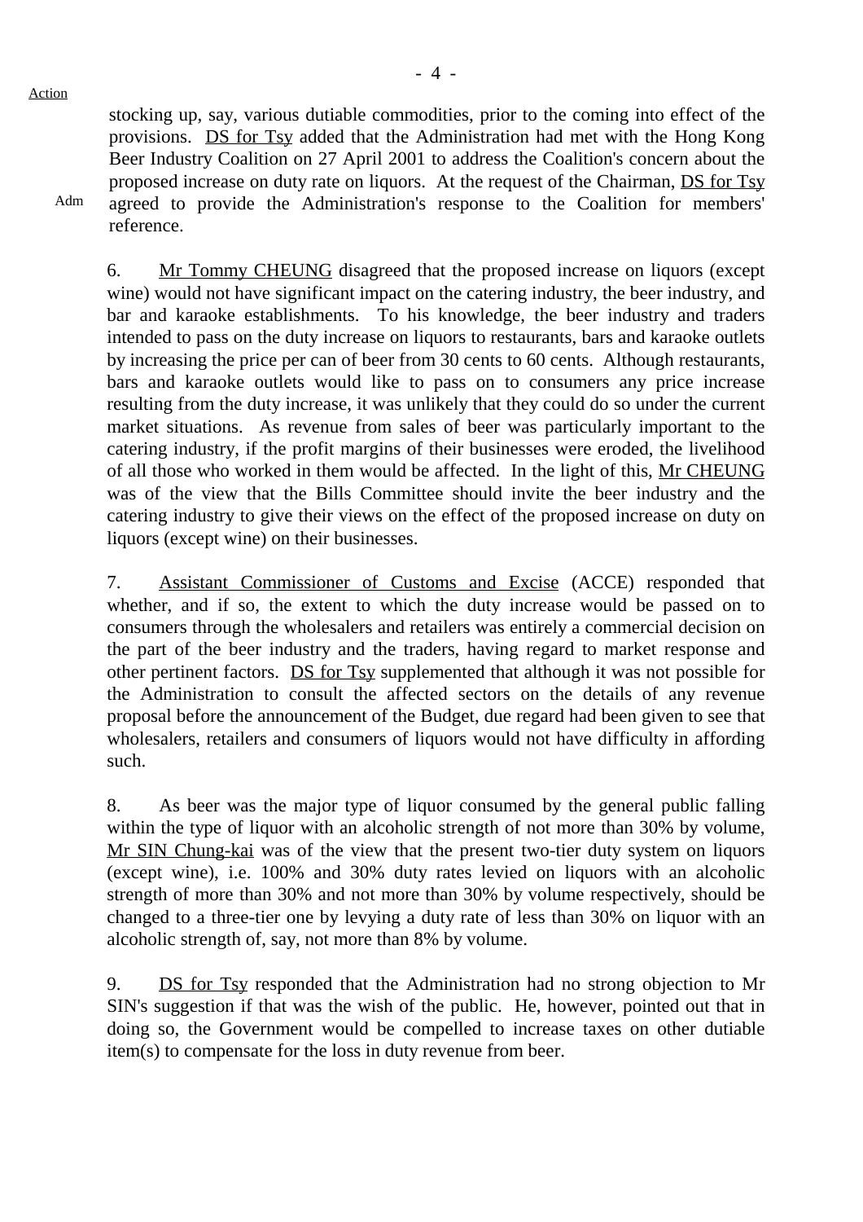Action

stocking up, say, various dutiable commodities, prior to the coming into effect of the provisions. DS for Tsy added that the Administration had met with the Hong Kong Beer Industry Coalition on 27 April 2001 to address the Coalition's concern about the proposed increase on duty rate on liquors. At the request of the Chairman, DS for Tsy agreed to provide the Administration's response to the Coalition for members' reference.

Adm

6. Mr Tommy CHEUNG disagreed that the proposed increase on liquors (except wine) would not have significant impact on the catering industry, the beer industry, and bar and karaoke establishments. To his knowledge, the beer industry and traders intended to pass on the duty increase on liquors to restaurants, bars and karaoke outlets by increasing the price per can of beer from 30 cents to 60 cents. Although restaurants, bars and karaoke outlets would like to pass on to consumers any price increase resulting from the duty increase, it was unlikely that they could do so under the current market situations. As revenue from sales of beer was particularly important to the catering industry, if the profit margins of their businesses were eroded, the livelihood of all those who worked in them would be affected. In the light of this, Mr CHEUNG was of the view that the Bills Committee should invite the beer industry and the catering industry to give their views on the effect of the proposed increase on duty on liquors (except wine) on their businesses.

7. Assistant Commissioner of Customs and Excise (ACCE) responded that whether, and if so, the extent to which the duty increase would be passed on to consumers through the wholesalers and retailers was entirely a commercial decision on the part of the beer industry and the traders, having regard to market response and other pertinent factors. DS for Tsy supplemented that although it was not possible for the Administration to consult the affected sectors on the details of any revenue proposal before the announcement of the Budget, due regard had been given to see that wholesalers, retailers and consumers of liquors would not have difficulty in affording such.

8. As beer was the major type of liquor consumed by the general public falling within the type of liquor with an alcoholic strength of not more than 30% by volume, Mr SIN Chung-kai was of the view that the present two-tier duty system on liquors (except wine), i.e. 100% and 30% duty rates levied on liquors with an alcoholic strength of more than 30% and not more than 30% by volume respectively, should be changed to a three-tier one by levying a duty rate of less than 30% on liquor with an alcoholic strength of, say, not more than 8% by volume.

9. DS for Tsy responded that the Administration had no strong objection to Mr SIN's suggestion if that was the wish of the public. He, however, pointed out that in doing so, the Government would be compelled to increase taxes on other dutiable item(s) to compensate for the loss in duty revenue from beer.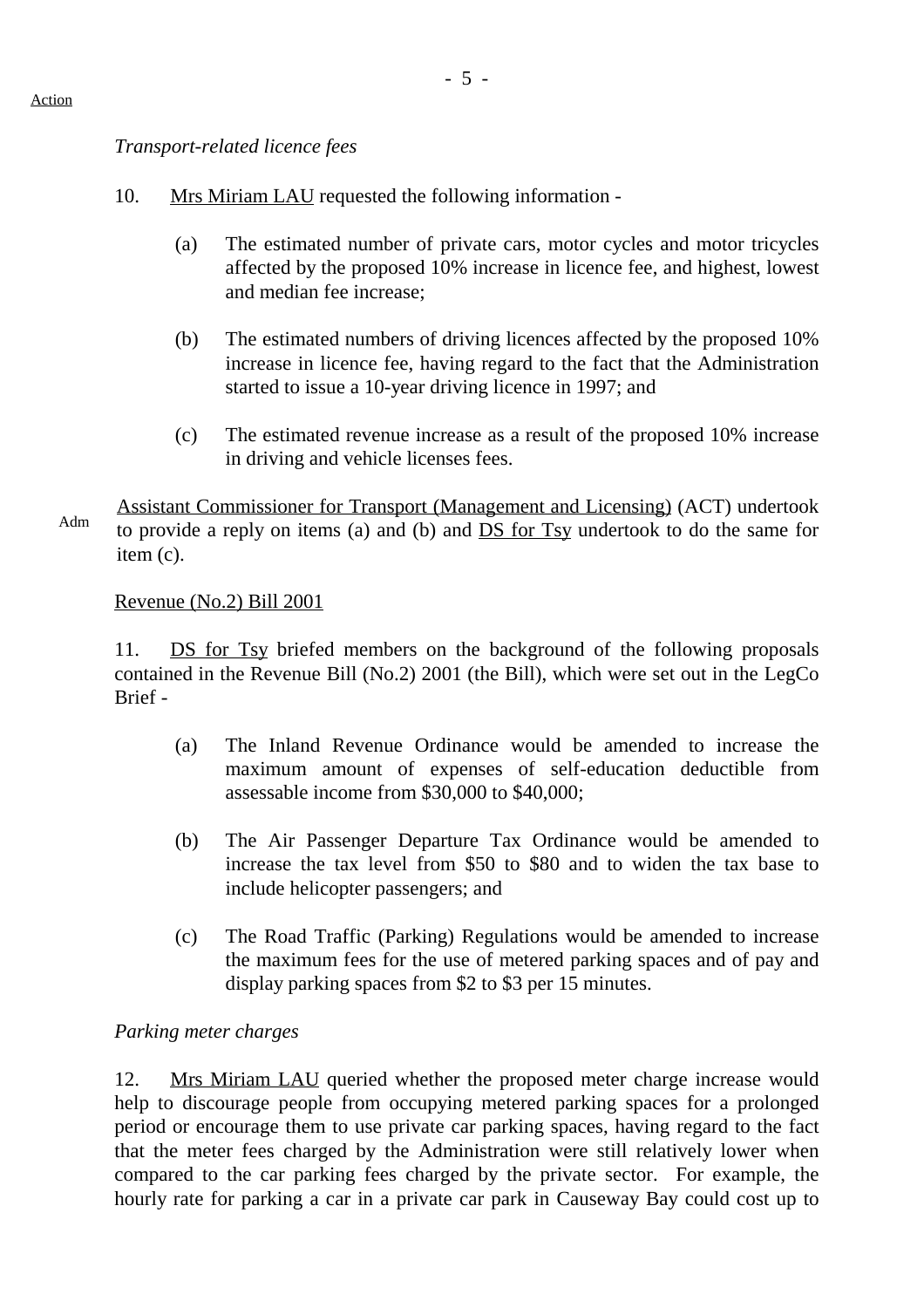Action

*Transport-related licence fees*

10. Mrs Miriam LAU requested the following information -

(a) The estimated number of private cars, motor cycles and motor tricycles affected by the proposed 10% increase in licence fee, and highest, lowest and median fee increase;

(b) The estimated numbers of driving licences affected by the proposed 10% increase in licence fee, having regard to the fact that the Administration started to issue a 10-year driving licence in 1997; and

(c) The estimated revenue increase as a result of the proposed 10% increase in driving and vehicle licenses fees.

Adm

Assistant Commissioner for Transport (Management and Licensing) (ACT) undertook to provide a reply on items (a) and (b) and DS for Tsy undertook to do the same for item (c).

Revenue (No.2) Bill 2001

11. DS for Tsy briefed members on the background of the following proposals contained in the Revenue Bill (No.2) 2001 (the Bill), which were set out in the LegCo Brief -

(a) The Inland Revenue Ordinance would be amended to increase the maximum amount of expenses of self-education deductible from assessable income from $30,000 to $40,000;

(b) The Air Passenger Departure Tax Ordinance would be amended to increase the tax level from $50 to $80 and to widen the tax base to include helicopter passengers; and

(c) The Road Traffic (Parking) Regulations would be amended to increase the maximum fees for the use of metered parking spaces and of pay and display parking spaces from $2 to $3 per 15 minutes.

*Parking meter charges*

12. Mrs Miriam LAU queried whether the proposed meter charge increase would help to discourage people from occupying metered parking spaces for a prolonged period or encourage them to use private car parking spaces, having regard to the fact that the meter fees charged by the Administration were still relatively lower when compared to the car parking fees charged by the private sector. For example, the hourly rate for parking a car in a private car park in Causeway Bay could cost up to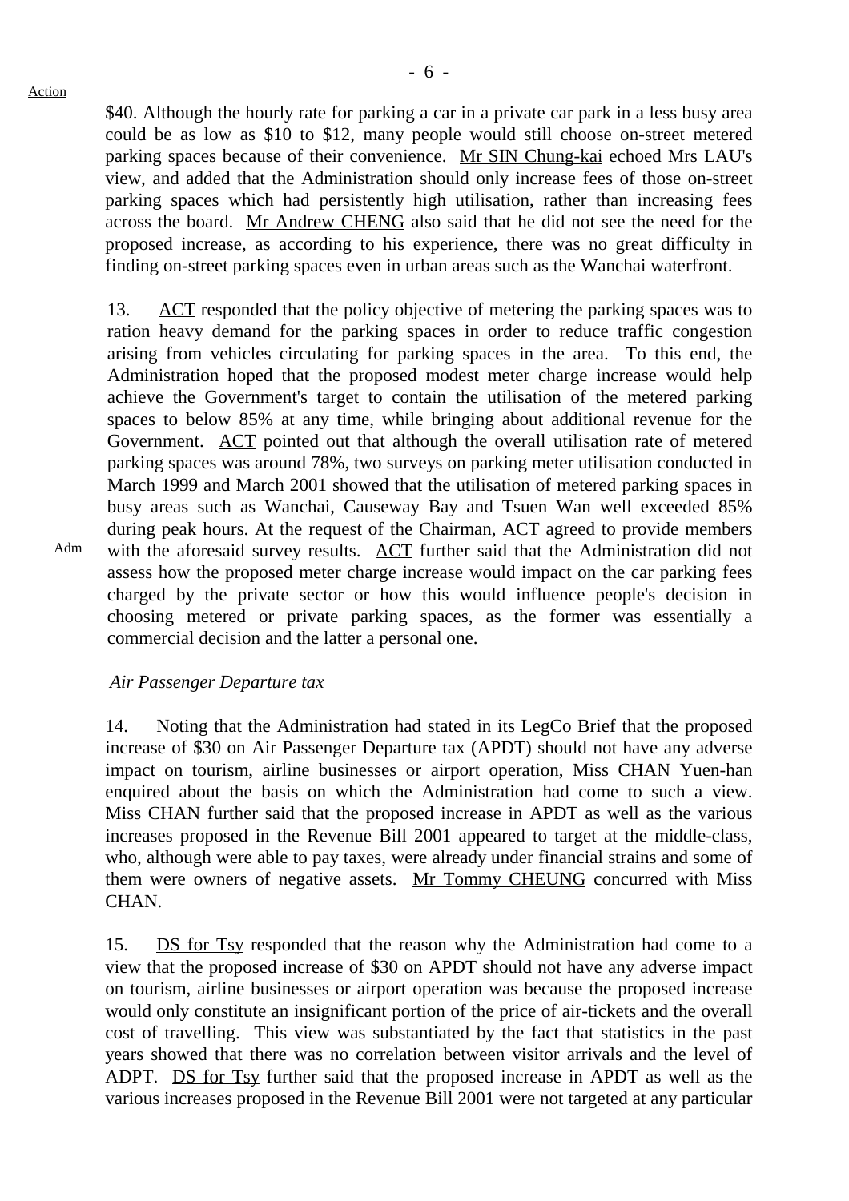$40. Although the hourly rate for parking a car in a private car park in a less busy area could be as low as $10 to $12, many people would still choose on-street metered parking spaces because of their convenience. Mr SIN Chung-kai echoed Mrs LAU's view, and added that the Administration should only increase fees of those on-street parking spaces which had persistently high utilisation, rather than increasing fees across the board. Mr Andrew CHENG also said that he did not see the need for the proposed increase, as according to his experience, there was no great difficulty in finding on-street parking spaces even in urban areas such as the Wanchai waterfront.

13. ACT responded that the policy objective of metering the parking spaces was to ration heavy demand for the parking spaces in order to reduce traffic congestion arising from vehicles circulating for parking spaces in the area. To this end, the Administration hoped that the proposed modest meter charge increase would help achieve the Government's target to contain the utilisation of the metered parking spaces to below 85% at any time, while bringing about additional revenue for the Government. ACT pointed out that although the overall utilisation rate of metered parking spaces was around 78%, two surveys on parking meter utilisation conducted in March 1999 and March 2001 showed that the utilisation of metered parking spaces in busy areas such as Wanchai, Causeway Bay and Tsuen Wan well exceeded 85% during peak hours. At the request of the Chairman, ACT agreed to provide members with the aforesaid survey results. ACT further said that the Administration did not assess how the proposed meter charge increase would impact on the car parking fees charged by the private sector or how this would influence people's decision in choosing metered or private parking spaces, as the former was essentially a commercial decision and the latter a personal one.

Adm

*Air Passenger Departure tax*

14. Noting that the Administration had stated in its LegCo Brief that the proposed increase of $30 on Air Passenger Departure tax (APDT) should not have any adverse impact on tourism, airline businesses or airport operation, Miss CHAN Yuen-han enquired about the basis on which the Administration had come to such a view. Miss CHAN further said that the proposed increase in APDT as well as the various increases proposed in the Revenue Bill 2001 appeared to target at the middle-class, who, although were able to pay taxes, were already under financial strains and some of them were owners of negative assets. Mr Tommy CHEUNG concurred with Miss CHAN.

15. DS for Tsy responded that the reason why the Administration had come to a view that the proposed increase of $30 on APDT should not have any adverse impact on tourism, airline businesses or airport operation was because the proposed increase would only constitute an insignificant portion of the price of air-tickets and the overall cost of travelling. This view was substantiated by the fact that statistics in the past years showed that there was no correlation between visitor arrivals and the level of ADPT. DS for Tsy further said that the proposed increase in APDT as well as the various increases proposed in the Revenue Bill 2001 were not targeted at any particular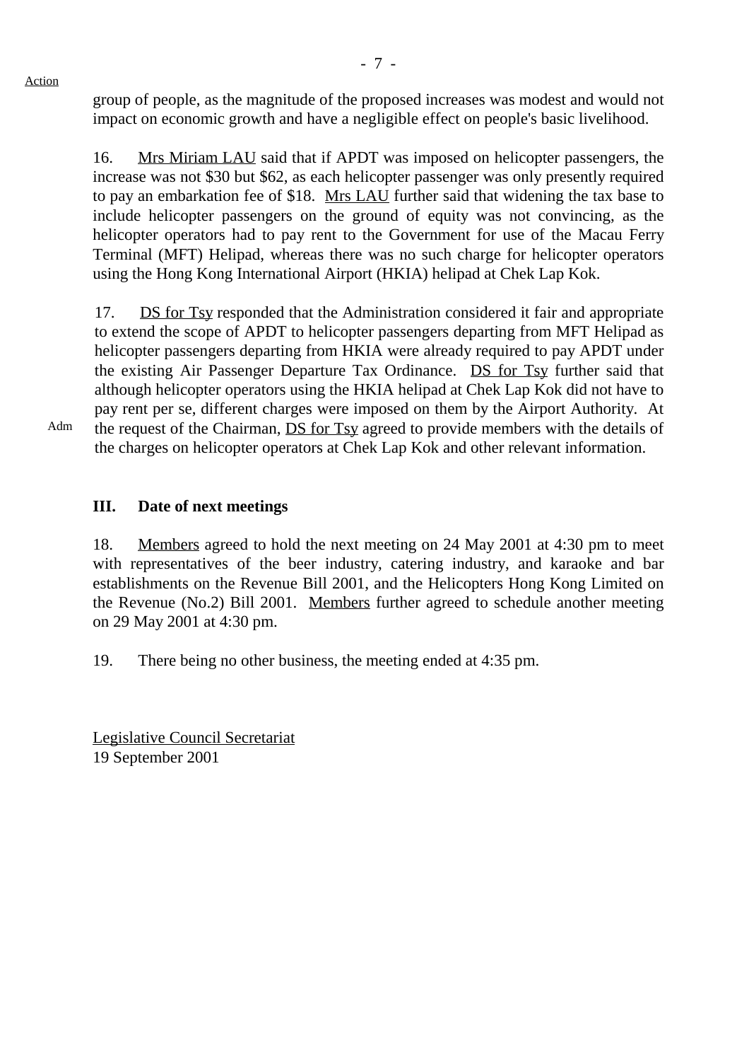Action

group of people, as the magnitude of the proposed increases was modest and would not impact on economic growth and have a negligible effect on people's basic livelihood.

16. Mrs Miriam LAU said that if APDT was imposed on helicopter passengers, the increase was not $30 but $62, as each helicopter passenger was only presently required to pay an embarkation fee of $18. Mrs LAU further said that widening the tax base to include helicopter passengers on the ground of equity was not convincing, as the helicopter operators had to pay rent to the Government for use of the Macau Ferry Terminal (MFT) Helipad, whereas there was no such charge for helicopter operators using the Hong Kong International Airport (HKIA) helipad at Chek Lap Kok.

17. DS for Tsy responded that the Administration considered it fair and appropriate to extend the scope of APDT to helicopter passengers departing from MFT Helipad as helicopter passengers departing from HKIA were already required to pay APDT under the existing Air Passenger Departure Tax Ordinance. DS for Tsy further said that although helicopter operators using the HKIA helipad at Chek Lap Kok did not have to pay rent per se, different charges were imposed on them by the Airport Authority. At the request of the Chairman, DS for Tsy agreed to provide members with the details of the charges on helicopter operators at Chek Lap Kok and other relevant information.

Adm

## III. Date of next meetings

18. Members agreed to hold the next meeting on 24 May 2001 at 4:30 pm to meet with representatives of the beer industry, catering industry, and karaoke and bar establishments on the Revenue Bill 2001, and the Helicopters Hong Kong Limited on the Revenue (No.2) Bill 2001. Members further agreed to schedule another meeting on 29 May 2001 at 4:30 pm.

19. There being no other business, the meeting ended at 4:35 pm.

Legislative Council Secretariat
19 September 2001